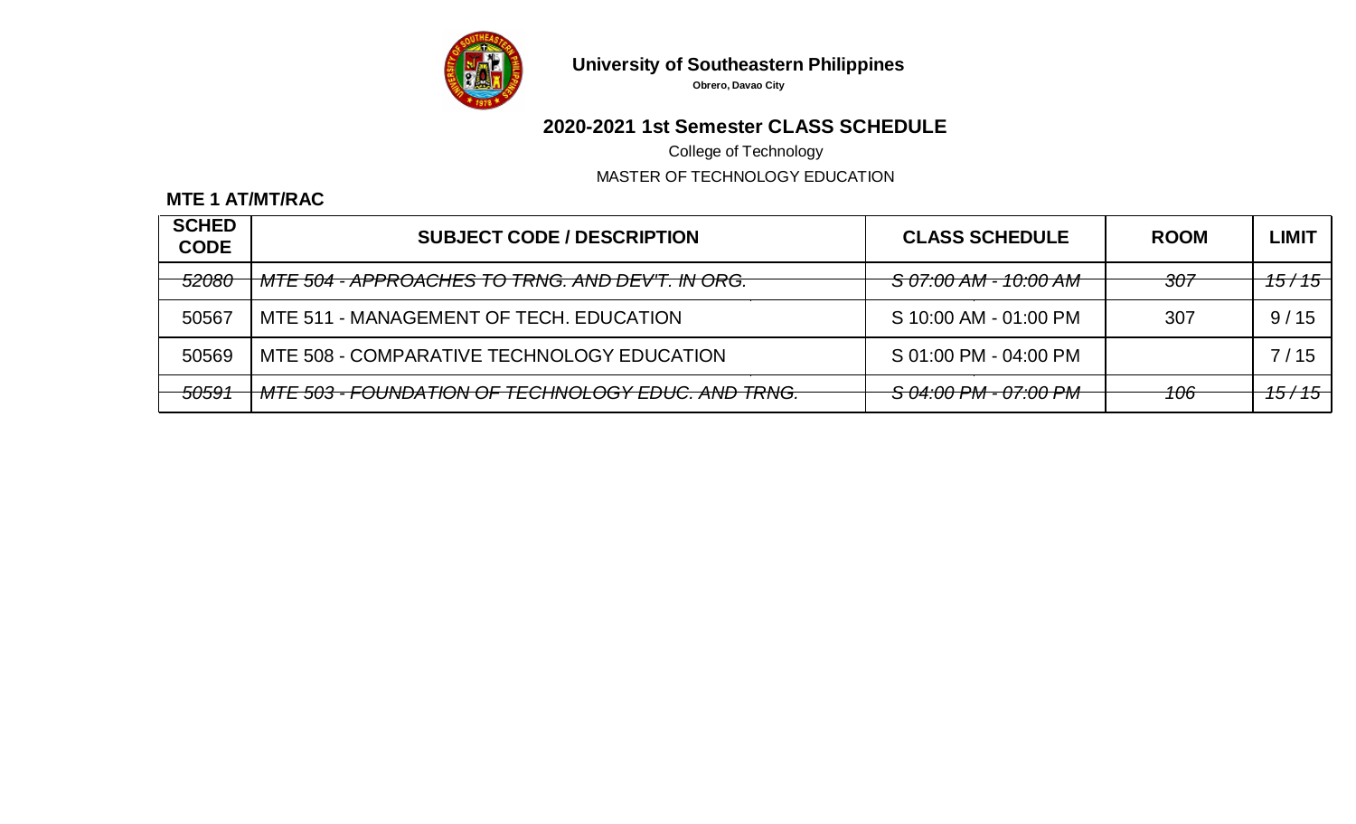# University of Southeastern Philippines

**Obrero, Davao City**

## 2020-2021 1st Semester CLASS SCHEDULE

College of Technology

MASTER OF TECHNOLOGY EDUCATION

### MTE 1 AT/MT/RAC

| SCHED CODE | SUBJECT CODE / DESCRIPTION | CLASS SCHEDULE | ROOM | LIMIT |
|---|---|---|---|---|
| ~~*52080*~~ | ~~*MTE 504 - APPROACHES TO TRNG. AND DEV'T. IN ORG.*~~ | ~~*S 07:00 AM - 10:00 AM*~~ | ~~*307*~~ | ~~*15 / 15*~~ |
| 50567 | MTE 511 - MANAGEMENT OF TECH. EDUCATION | S 10:00 AM - 01:00 PM | 307 | 9 / 15 |
| 50569 | MTE 508 - COMPARATIVE TECHNOLOGY EDUCATION | S 01:00 PM - 04:00 PM | | 7 / 15 |
| ~~*50591*~~ | ~~*MTE 503 - FOUNDATION OF TECHNOLOGY EDUC. AND TRNG.*~~ | ~~*S 04:00 PM - 07:00 PM*~~ | ~~*106*~~ | ~~*15 / 15*~~ |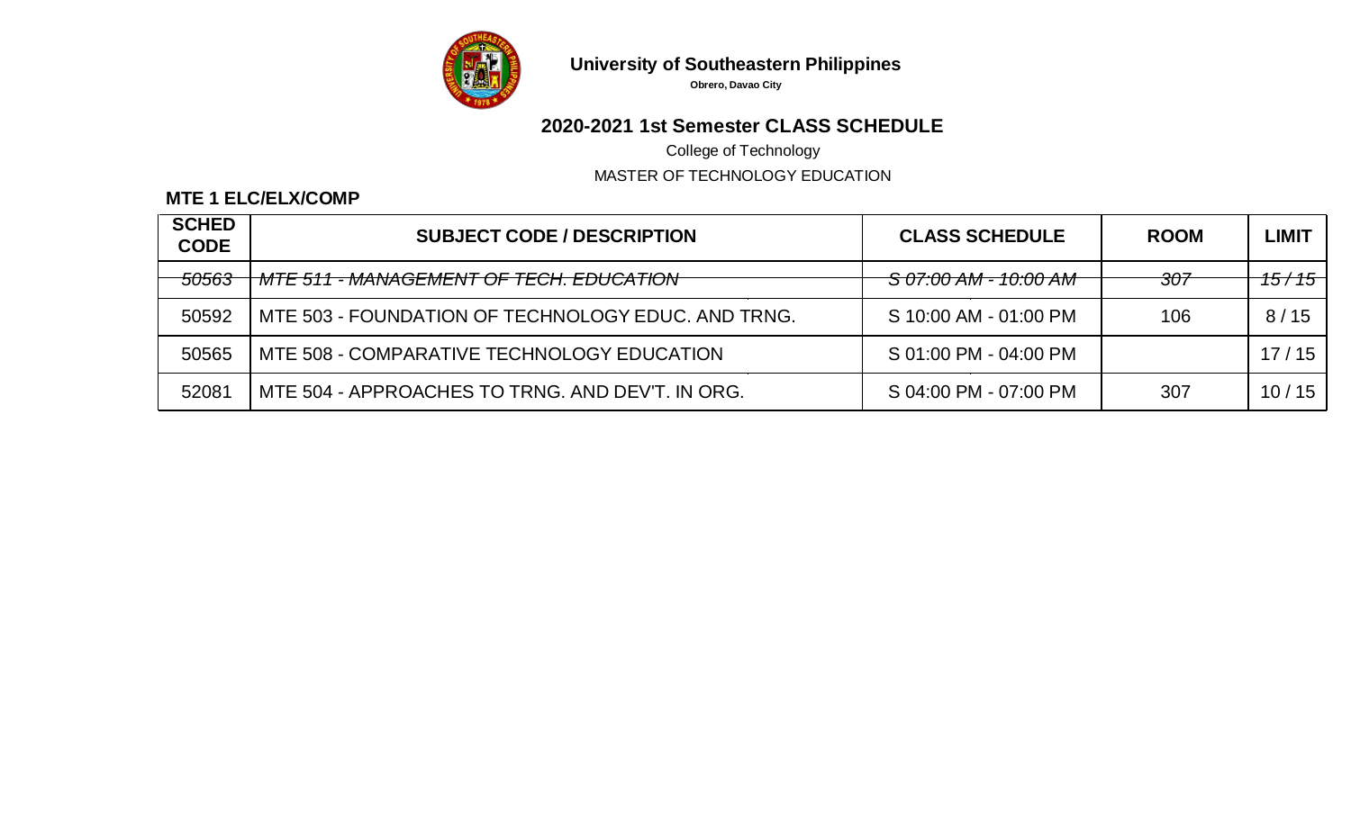**University of Southeastern Philippines**

**Obrero, Davao City**

## 2020-2021 1st Semester CLASS SCHEDULE

College of Technology

MASTER OF TECHNOLOGY EDUCATION

### MTE 1 ELC/ELX/COMP

| SCHED CODE | SUBJECT CODE / DESCRIPTION | CLASS SCHEDULE | ROOM | LIMIT |
|---|---|---|---|---|
| ~~*50563*~~ | ~~*MTE 511 - MANAGEMENT OF TECH. EDUCATION*~~ | ~~*S 07:00 AM - 10:00 AM*~~ | ~~*307*~~ | ~~*15 / 15*~~ |
| 50592 | MTE 503 - FOUNDATION OF TECHNOLOGY EDUC. AND TRNG. | S 10:00 AM - 01:00 PM | 106 | 8 / 15 |
| 50565 | MTE 508 - COMPARATIVE TECHNOLOGY EDUCATION | S 01:00 PM - 04:00 PM | | 17 / 15 |
| 52081 | MTE 504 - APPROACHES TO TRNG. AND DEV'T. IN ORG. | S 04:00 PM - 07:00 PM | 307 | 10 / 15 |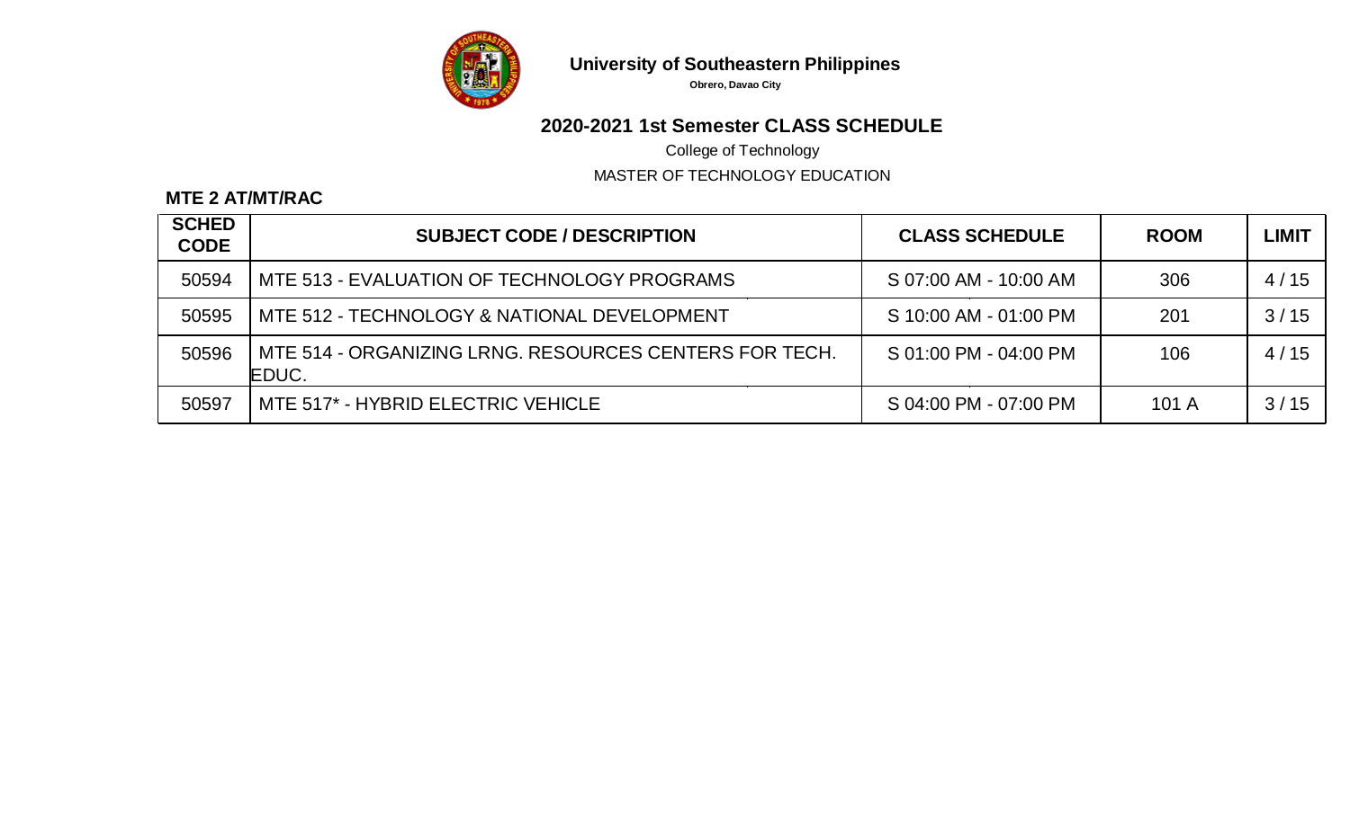**University of Southeastern Philippines**

**Obrero, Davao City**

## 2020-2021 1st Semester CLASS SCHEDULE

College of Technology

MASTER OF TECHNOLOGY EDUCATION

**MTE 2 AT/MT/RAC**

| SCHED CODE | SUBJECT CODE / DESCRIPTION | CLASS SCHEDULE | ROOM | LIMIT |
|---|---|---|---|---|
| 50594 | MTE 513 - EVALUATION OF TECHNOLOGY PROGRAMS | S 07:00 AM - 10:00 AM | 306 | 4 / 15 |
| 50595 | MTE 512 - TECHNOLOGY & NATIONAL DEVELOPMENT | S 10:00 AM - 01:00 PM | 201 | 3 / 15 |
| 50596 | MTE 514 - ORGANIZING LRNG. RESOURCES CENTERS FOR TECH. EDUC. | S 01:00 PM - 04:00 PM | 106 | 4 / 15 |
| 50597 | MTE 517* - HYBRID ELECTRIC VEHICLE | S 04:00 PM - 07:00 PM | 101 A | 3 / 15 |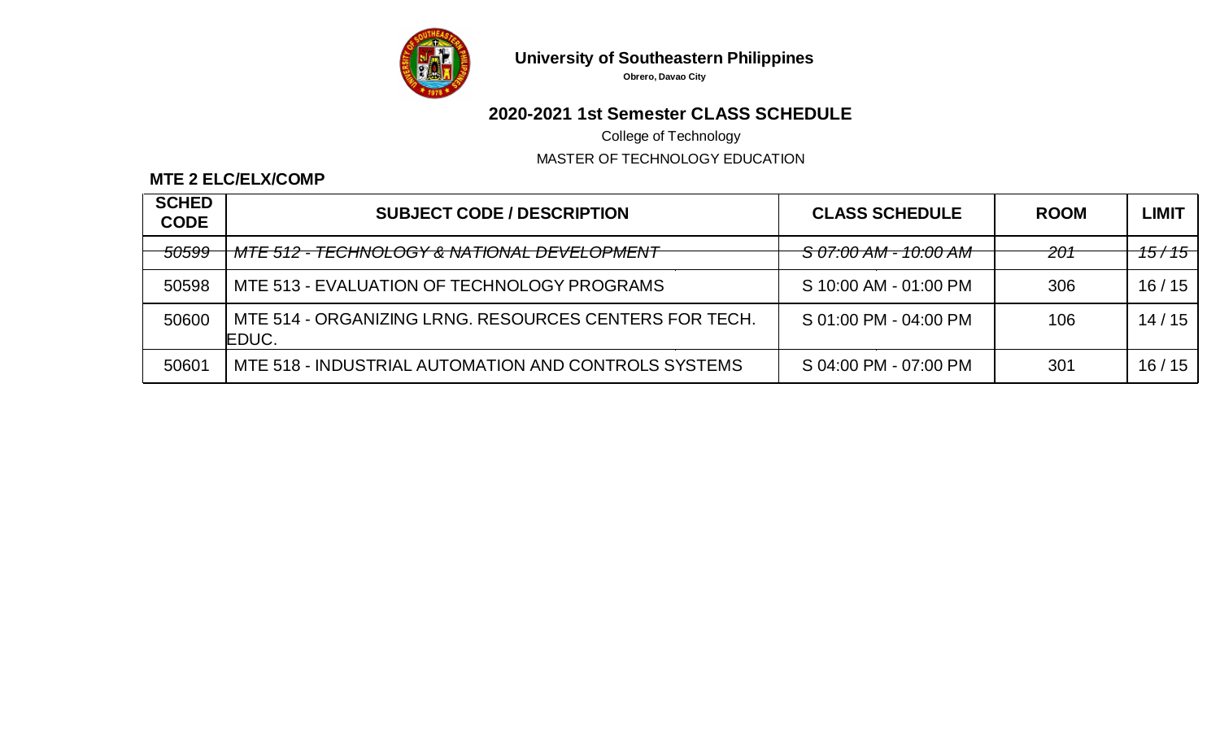**University of Southeastern Philippines**

**Obrero, Davao City**

## 2020-2021 1st Semester CLASS SCHEDULE

College of Technology

MASTER OF TECHNOLOGY EDUCATION

### MTE 2 ELC/ELX/COMP

| SCHED CODE | SUBJECT CODE / DESCRIPTION | CLASS SCHEDULE | ROOM | LIMIT |
|---|---|---|---|---|
| ~~*50599*~~ | ~~*MTE 512 - TECHNOLOGY & NATIONAL DEVELOPMENT*~~ | ~~*S 07:00 AM - 10:00 AM*~~ | ~~*201*~~ | ~~*15 / 15*~~ |
| 50598 | MTE 513 - EVALUATION OF TECHNOLOGY PROGRAMS | S 10:00 AM - 01:00 PM | 306 | 16 / 15 |
| 50600 | MTE 514 - ORGANIZING LRNG. RESOURCES CENTERS FOR TECH. EDUC. | S 01:00 PM - 04:00 PM | 106 | 14 / 15 |
| 50601 | MTE 518 - INDUSTRIAL AUTOMATION AND CONTROLS SYSTEMS | S 04:00 PM - 07:00 PM | 301 | 16 / 15 |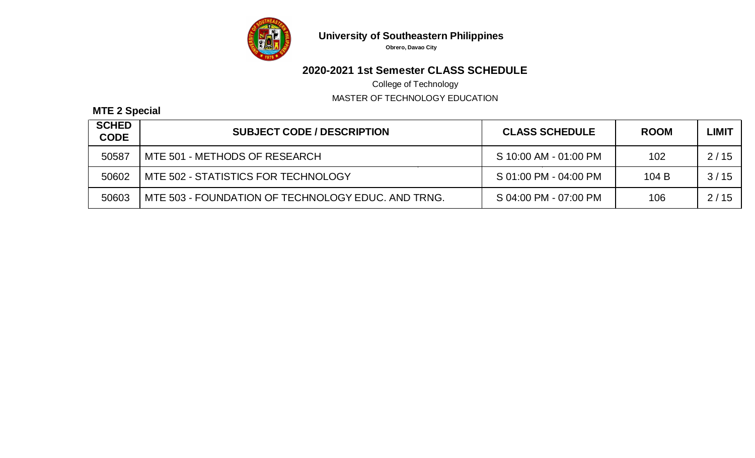# University of Southeastern Philippines

**Obrero, Davao City**

## 2020-2021 1st Semester CLASS SCHEDULE

College of Technology

MASTER OF TECHNOLOGY EDUCATION

**MTE 2 Special**

| SCHED CODE | SUBJECT CODE / DESCRIPTION | CLASS SCHEDULE | ROOM | LIMIT |
|---|---|---|---|---|
| 50587 | MTE 501 - METHODS OF RESEARCH | S 10:00 AM - 01:00 PM | 102 | 2 / 15 |
| 50602 | MTE 502 - STATISTICS FOR TECHNOLOGY | S 01:00 PM - 04:00 PM | 104 B | 3 / 15 |
| 50603 | MTE 503 - FOUNDATION OF TECHNOLOGY EDUC. AND TRNG. | S 04:00 PM - 07:00 PM | 106 | 2 / 15 |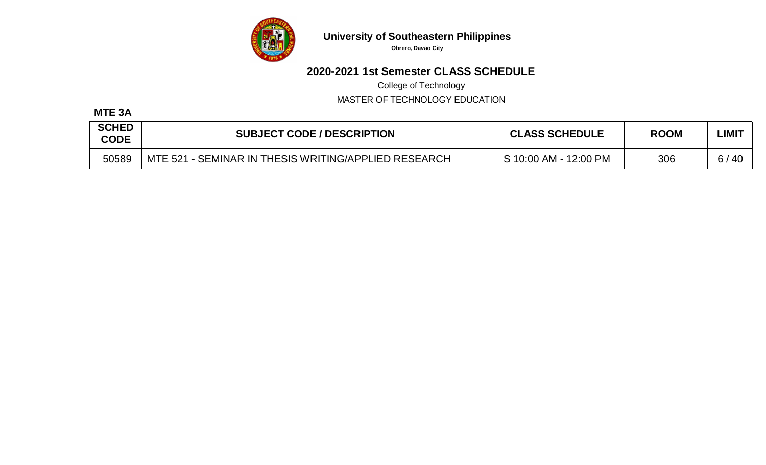# University of Southeastern Philippines

**Obrero, Davao City**

## 2020-2021 1st Semester CLASS SCHEDULE

College of Technology

MASTER OF TECHNOLOGY EDUCATION

**MTE 3A**

| SCHED CODE | SUBJECT CODE / DESCRIPTION | CLASS SCHEDULE | ROOM | LIMIT |
|---|---|---|---|---|
| 50589 | MTE 521 - SEMINAR IN THESIS WRITING/APPLIED RESEARCH | S 10:00 AM - 12:00 PM | 306 | 6 / 40 |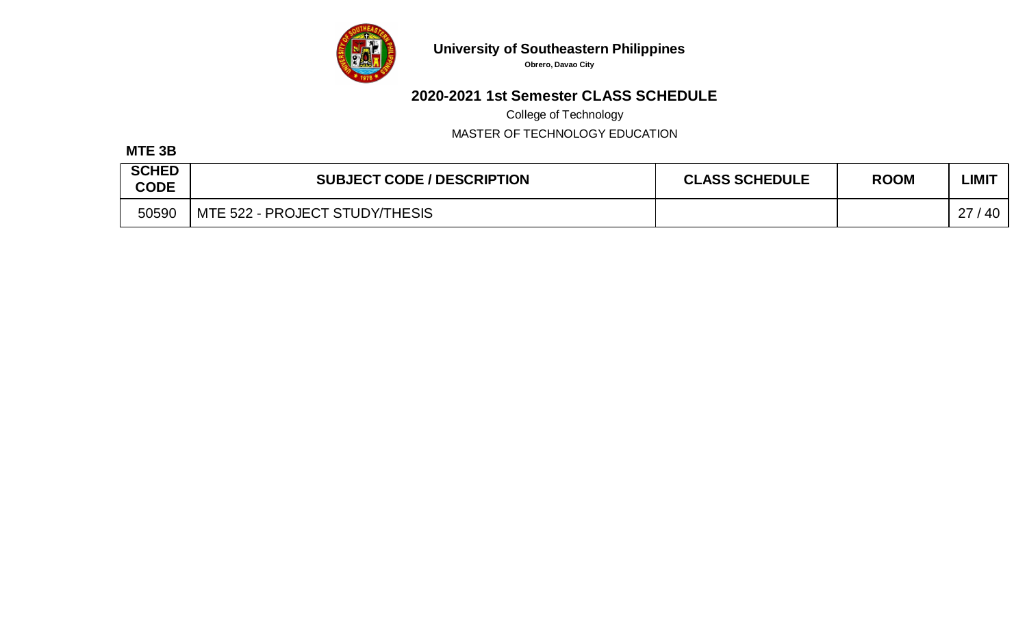**University of Southeastern Philippines**

**Obrero, Davao City**

## 2020-2021 1st Semester CLASS SCHEDULE

College of Technology

MASTER OF TECHNOLOGY EDUCATION

**MTE 3B**

| SCHED CODE | SUBJECT CODE / DESCRIPTION | CLASS SCHEDULE | ROOM | LIMIT |
|---|---|---|---|---|
| 50590 | MTE 522 - PROJECT STUDY/THESIS | | | 27 / 40 |